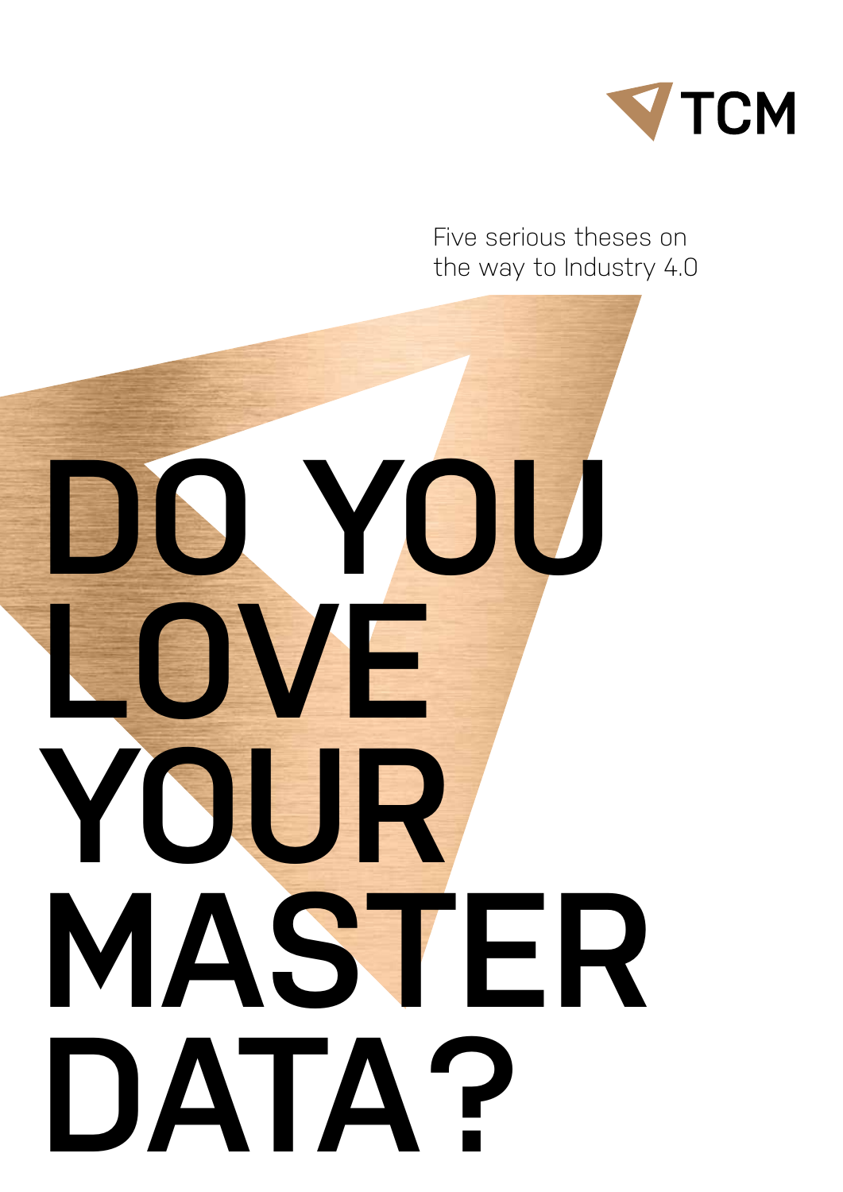TCM

Five serious theses on the way to Industry 4.0

# DO YOU LOVE YOUR MASTER DATA?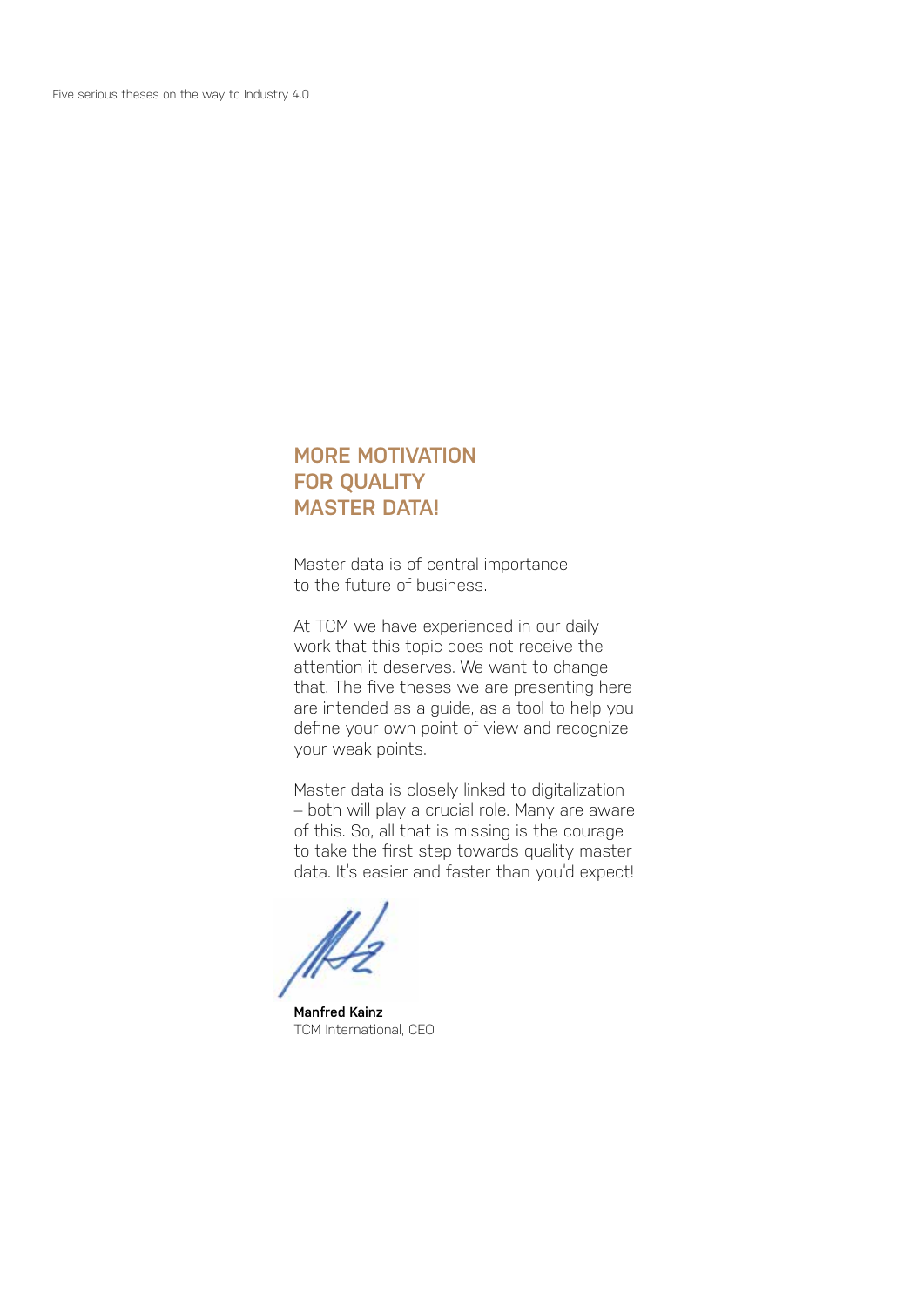# MORE MOTIVATION FOR QUALITY MASTER DATA!

Master data is of central importance to the future of business.

At TCM we have experienced in our daily work that this topic does not receive the attention it deserves. We want to change that. The five theses we are presenting here are intended as a guide, as a tool to help you define your own point of view and recognize your weak points.

Master data is closely linked to digitalization – both will play a crucial role. Many are aware of this. So, all that is missing is the courage to take the first step towards quality master data. It's easier and faster than you'd expect!

**Manfred Kainz**
TCM International, CEO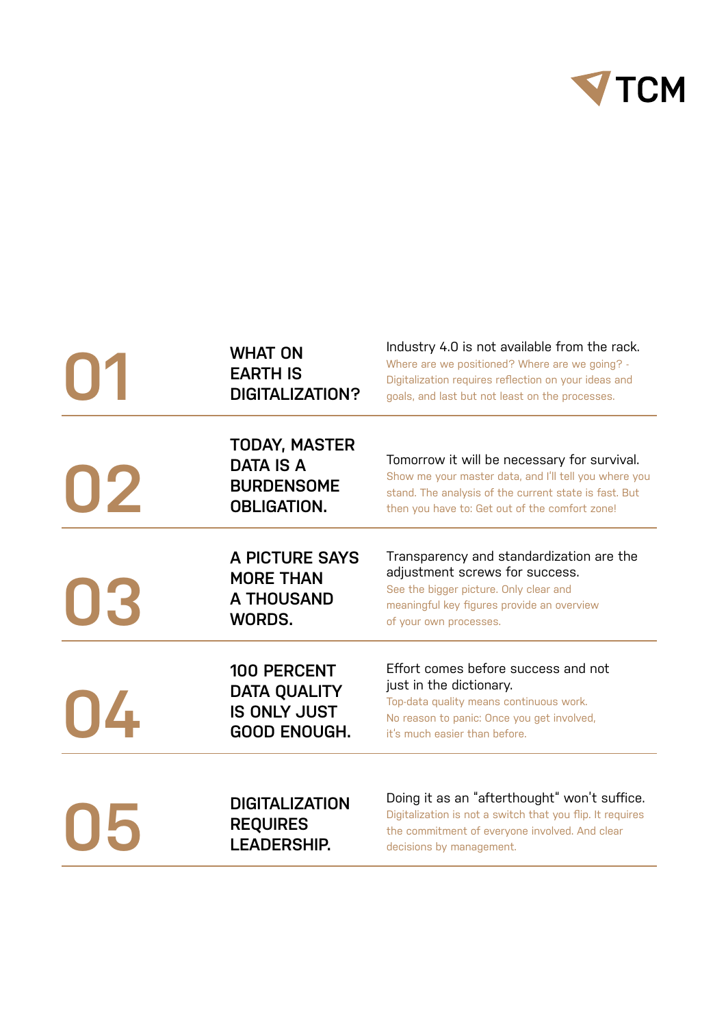TCM

## 01

### WHAT ON EARTH IS DIGITALIZATION?

Industry 4.0 is not available from the rack.

Where are we positioned? Where are we going? - Digitalization requires reflection on your ideas and goals, and last but not least on the processes.

## 02

### TODAY, MASTER DATA IS A BURDENSOME OBLIGATION.

Tomorrow it will be necessary for survival.

Show me your master data, and I'll tell you where you stand. The analysis of the current state is fast. But then you have to: Get out of the comfort zone!

## 03

### A PICTURE SAYS MORE THAN A THOUSAND WORDS.

Transparency and standardization are the adjustment screws for success.

See the bigger picture. Only clear and meaningful key figures provide an overview of your own processes.

## 04

### 100 PERCENT DATA QUALITY IS ONLY JUST GOOD ENOUGH.

Effort comes before success and not just in the dictionary.

Top-data quality means continuous work. No reason to panic: Once you get involved, it's much easier than before.

## 05

### DIGITALIZATION REQUIRES LEADERSHIP.

Doing it as an "afterthought" won't suffice.

Digitalization is not a switch that you flip. It requires the commitment of everyone involved. And clear decisions by management.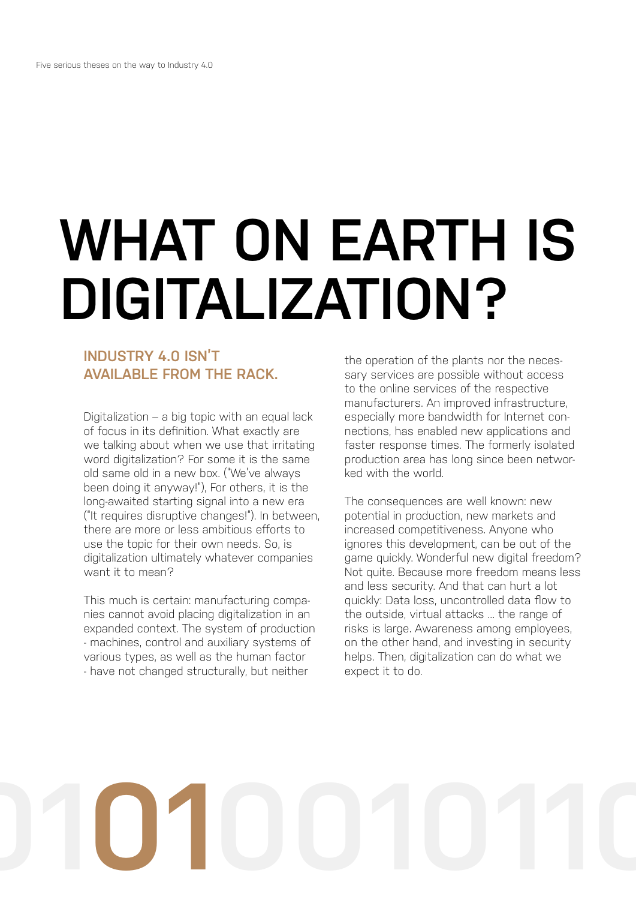# WHAT ON EARTH IS DIGITALIZATION?

## INDUSTRY 4.0 ISN'T AVAILABLE FROM THE RACK.

Digitalization – a big topic with an equal lack of focus in its definition. What exactly are we talking about when we use that irritating word digitalization? For some it is the same old same old in a new box. ("We've always been doing it anyway!"), For others, it is the long-awaited starting signal into a new era ("It requires disruptive changes!"). In between, there are more or less ambitious efforts to use the topic for their own needs. So, is digitalization ultimately whatever companies want it to mean?

This much is certain: manufacturing companies cannot avoid placing digitalization in an expanded context. The system of production - machines, control and auxiliary systems of various types, as well as the human factor - have not changed structurally, but neither the operation of the plants nor the necessary services are possible without access to the online services of the respective manufacturers. An improved infrastructure, especially more bandwidth for Internet connections, has enabled new applications and faster response times. The formerly isolated production area has long since been networked with the world.

The consequences are well known: new potential in production, new markets and increased competitiveness. Anyone who ignores this development, can be out of the game quickly. Wonderful new digital freedom? Not quite. Because more freedom means less and less security. And that can hurt a lot quickly: Data loss, uncontrolled data flow to the outside, virtual attacks … the range of risks is large. Awareness among employees, on the other hand, and investing in security helps. Then, digitalization can do what we expect it to do.

0100010110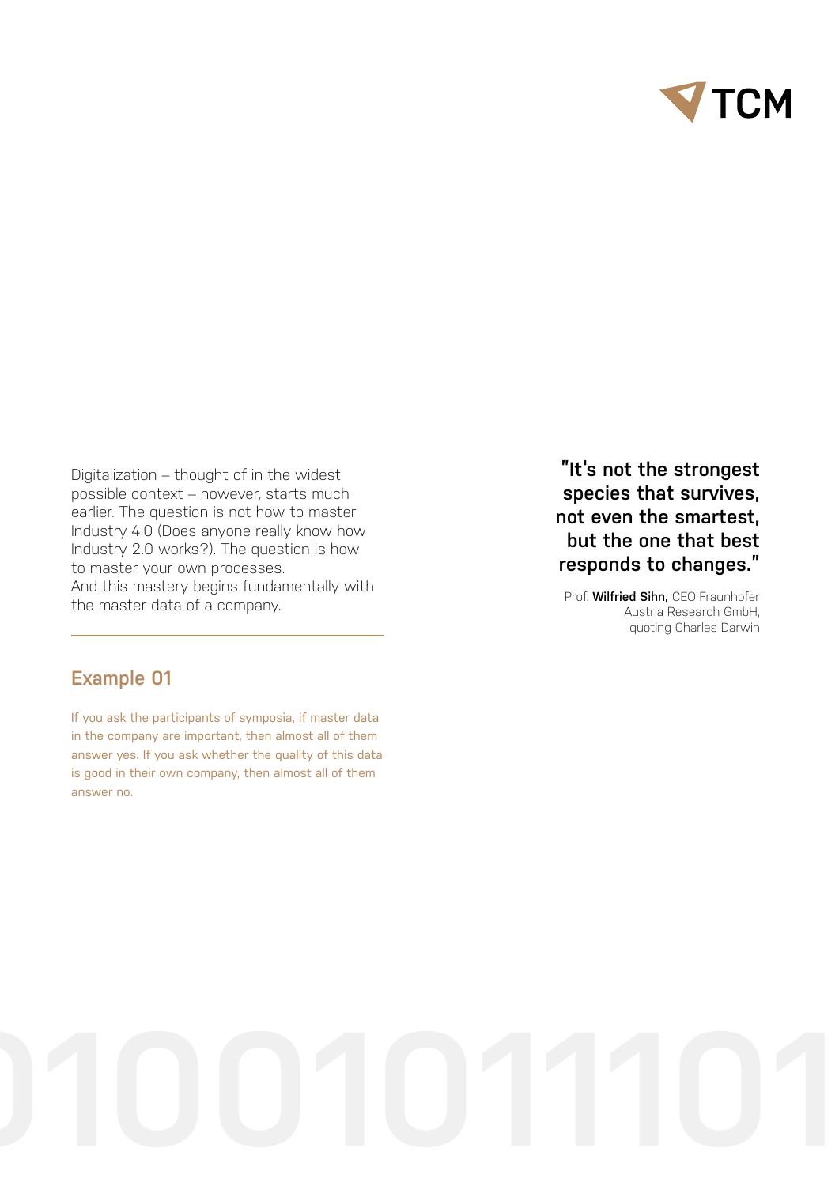Digitalization – thought of in the widest possible context – however, starts much earlier. The question is not how to master Industry 4.0 (Does anyone really know how Industry 2.0 works?). The question is how to master your own processes.
And this mastery begins fundamentally with the master data of a company.

**"It's not the strongest species that survives, not even the smartest, but the one that best responds to changes."**

Prof. **Wilfried Sihn,** CEO Fraunhofer Austria Research GmbH, quoting Charles Darwin

## Example 01

If you ask the participants of symposia, if master data in the company are important, then almost all of them answer yes. If you ask whether the quality of this data is good in their own company, then almost all of them answer no.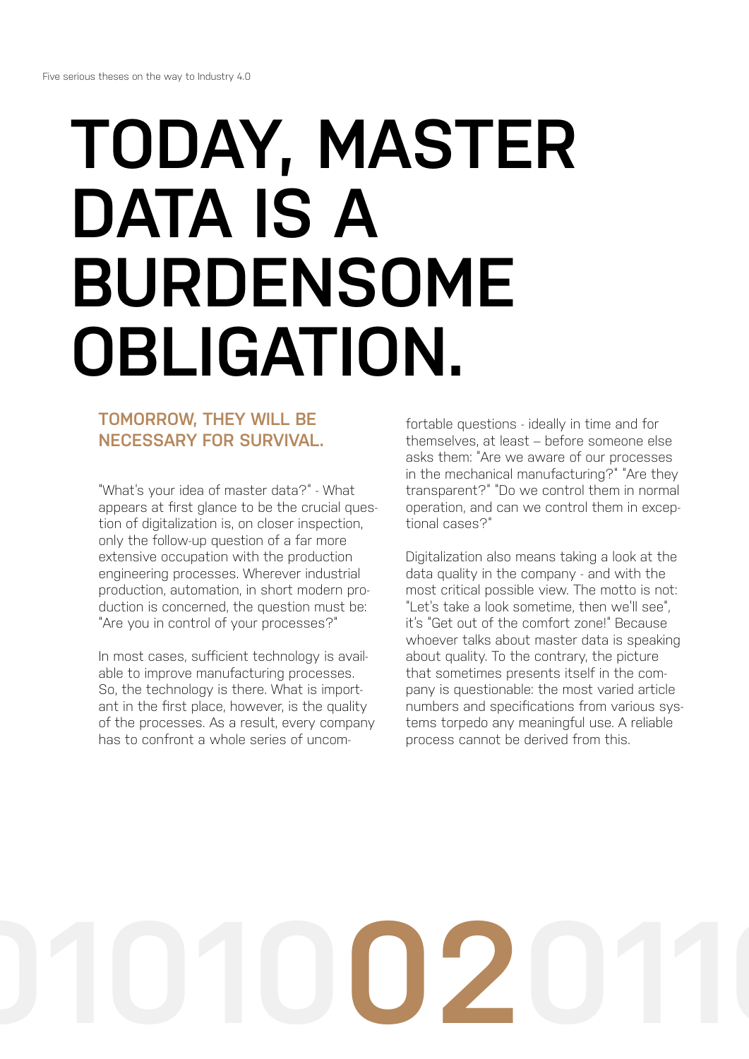# TODAY, MASTER DATA IS A BURDENSOME OBLIGATION.

## TOMORROW, THEY WILL BE NECESSARY FOR SURVIVAL.

"What's your idea of master data?" - What appears at first glance to be the crucial question of digitalization is, on closer inspection, only the follow-up question of a far more extensive occupation with the production engineering processes. Wherever industrial production, automation, in short modern production is concerned, the question must be: "Are you in control of your processes?"

In most cases, sufficient technology is available to improve manufacturing processes. So, the technology is there. What is important in the first place, however, is the quality of the processes. As a result, every company has to confront a whole series of uncomfortable questions - ideally in time and for themselves, at least – before someone else asks them: "Are we aware of our processes in the mechanical manufacturing?" "Are they transparent?" "Do we control them in normal operation, and can we control them in exceptional cases?"

Digitalization also means taking a look at the data quality in the company - and with the most critical possible view. The motto is not: "Let's take a look sometime, then we'll see", it's "Get out of the comfort zone!" Because whoever talks about master data is speaking about quality. To the contrary, the picture that sometimes presents itself in the company is questionable: the most varied article numbers and specifications from various systems torpedo any meaningful use. A reliable process cannot be derived from this.

02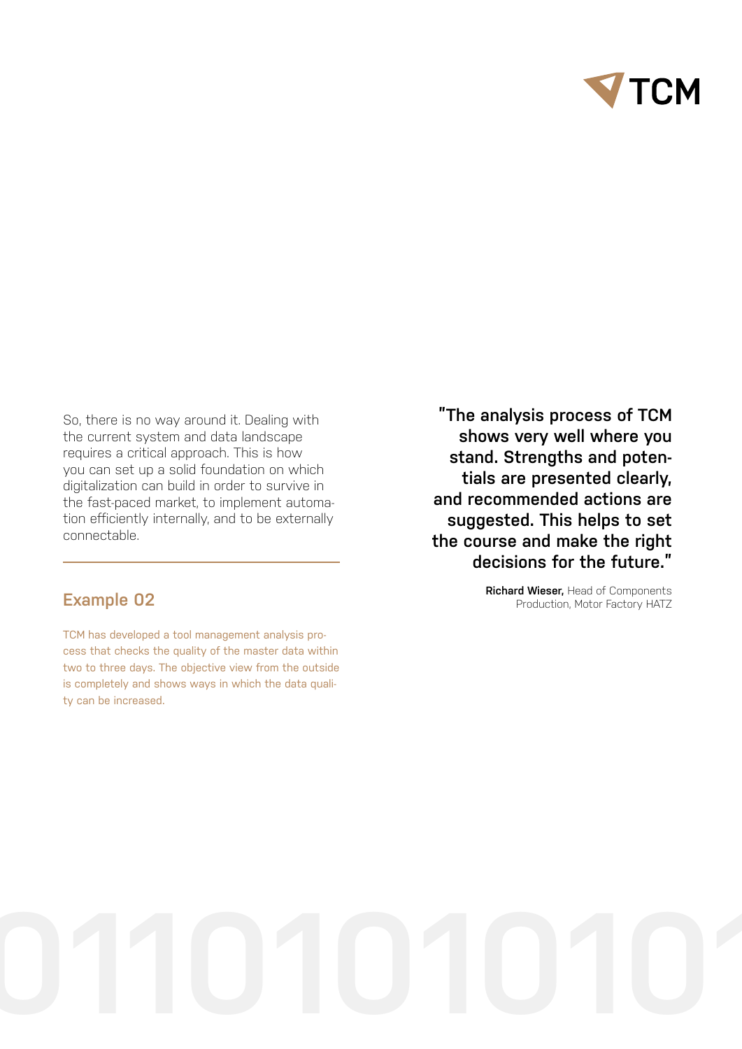So, there is no way around it. Dealing with the current system and data landscape requires a critical approach. This is how you can set up a solid foundation on which digitalization can build in order to survive in the fast-paced market, to implement automation efficiently internally, and to be externally connectable.

## Example 02

TCM has developed a tool management analysis process that checks the quality of the master data within two to three days. The objective view from the outside is completely and shows ways in which the data quality can be increased.

**"The analysis process of TCM shows very well where you stand. Strengths and potentials are presented clearly, and recommended actions are suggested. This helps to set the course and make the right decisions for the future."**

**Richard Wieser,** Head of Components Production, Motor Factory HATZ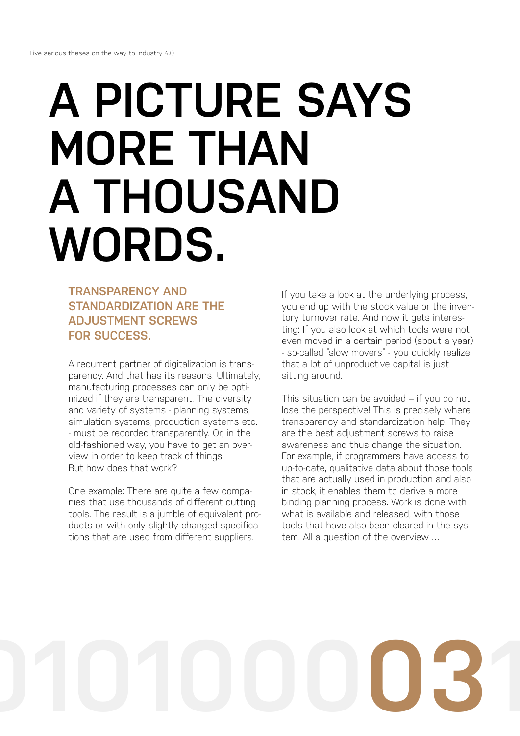# A PICTURE SAYS MORE THAN A THOUSAND WORDS.

## TRANSPARENCY AND STANDARDIZATION ARE THE ADJUSTMENT SCREWS FOR SUCCESS.

A recurrent partner of digitalization is transparency. And that has its reasons. Ultimately, manufacturing processes can only be optimized if they are transparent. The diversity and variety of systems - planning systems, simulation systems, production systems etc. - must be recorded transparently. Or, in the old-fashioned way, you have to get an overview in order to keep track of things. But how does that work?

One example: There are quite a few companies that use thousands of different cutting tools. The result is a jumble of equivalent products or with only slightly changed specifications that are used from different suppliers.

If you take a look at the underlying process, you end up with the stock value or the inventory turnover rate. And now it gets interesting: If you also look at which tools were not even moved in a certain period (about a year) - so-called "slow movers" - you quickly realize that a lot of unproductive capital is just sitting around.

This situation can be avoided – if you do not lose the perspective! This is precisely where transparency and standardization help. They are the best adjustment screws to raise awareness and thus change the situation. For example, if programmers have access to up-to-date, qualitative data about those tools that are actually used in production and also in stock, it enables them to derive a more binding planning process. Work is done with what is available and released, with those tools that have also been cleared in the system. All a question of the overview ...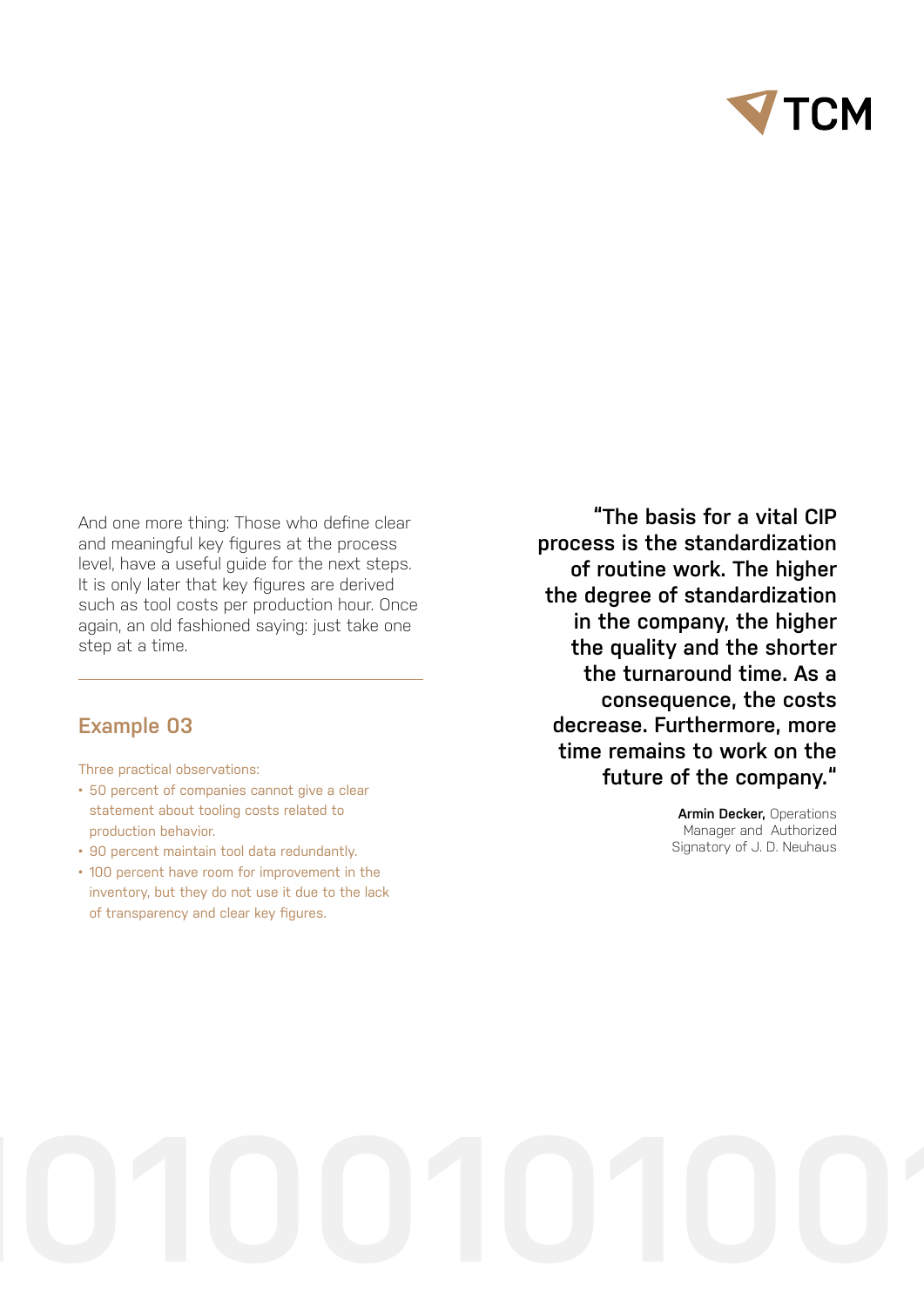And one more thing: Those who define clear and meaningful key figures at the process level, have a useful guide for the next steps. It is only later that key figures are derived such as tool costs per production hour. Once again, an old fashioned saying: just take one step at a time.

## Example 03

Three practical observations:

- 50 percent of companies cannot give a clear statement about tooling costs related to production behavior.
- 90 percent maintain tool data redundantly.
- 100 percent have room for improvement in the inventory, but they do not use it due to the lack of transparency and clear key figures.

**"The basis for a vital CIP process is the standardization of routine work. The higher the degree of standardization in the company, the higher the quality and the shorter the turnaround time. As a consequence, the costs decrease. Furthermore, more time remains to work on the future of the company."**

**Armin Decker,** Operations Manager and Authorized Signatory of J. D. Neuhaus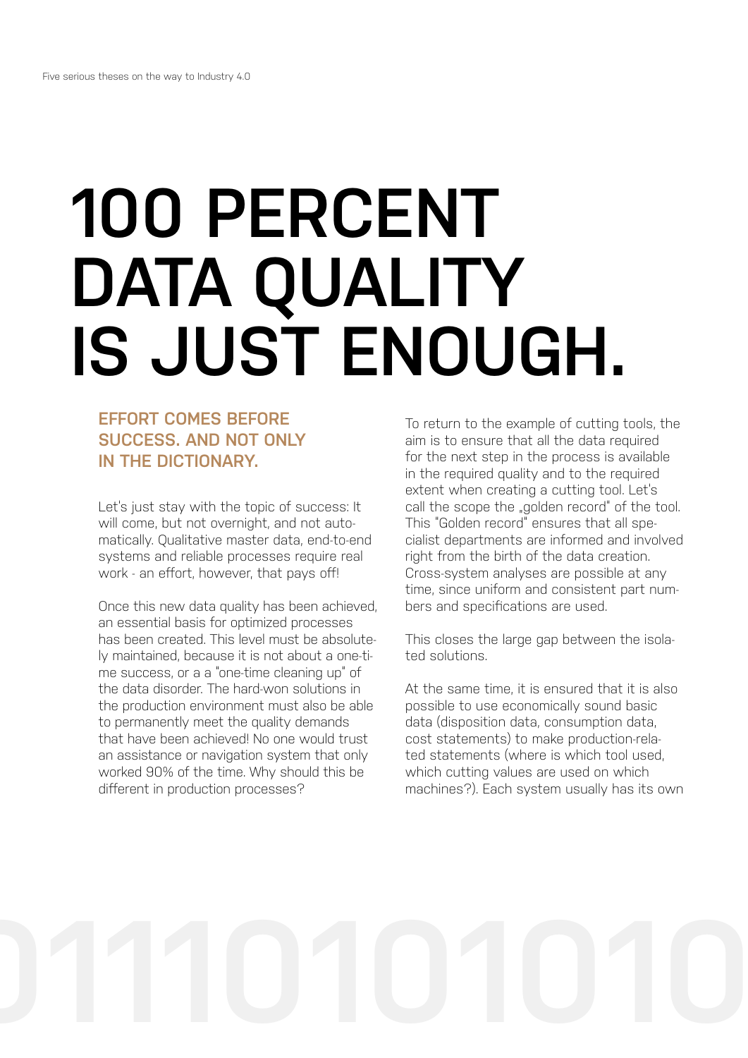# 100 PERCENT DATA QUALITY IS JUST ENOUGH.

## EFFORT COMES BEFORE SUCCESS. AND NOT ONLY IN THE DICTIONARY.

Let's just stay with the topic of success: It will come, but not overnight, and not automatically. Qualitative master data, end-to-end systems and reliable processes require real work - an effort, however, that pays off!

Once this new data quality has been achieved, an essential basis for optimized processes has been created. This level must be absolutely maintained, because it is not about a one-time success, or a a "one-time cleaning up" of the data disorder. The hard-won solutions in the production environment must also be able to permanently meet the quality demands that have been achieved! No one would trust an assistance or navigation system that only worked 90% of the time. Why should this be different in production processes?

To return to the example of cutting tools, the aim is to ensure that all the data required for the next step in the process is available in the required quality and to the required extent when creating a cutting tool. Let's call the scope the „golden record" of the tool. This "Golden record" ensures that all specialist departments are informed and involved right from the birth of the data creation. Cross-system analyses are possible at any time, since uniform and consistent part numbers and specifications are used.

This closes the large gap between the isolated solutions.

At the same time, it is ensured that it is also possible to use economically sound basic data (disposition data, consumption data, cost statements) to make production-related statements (where is which tool used, which cutting values are used on which machines?). Each system usually has its own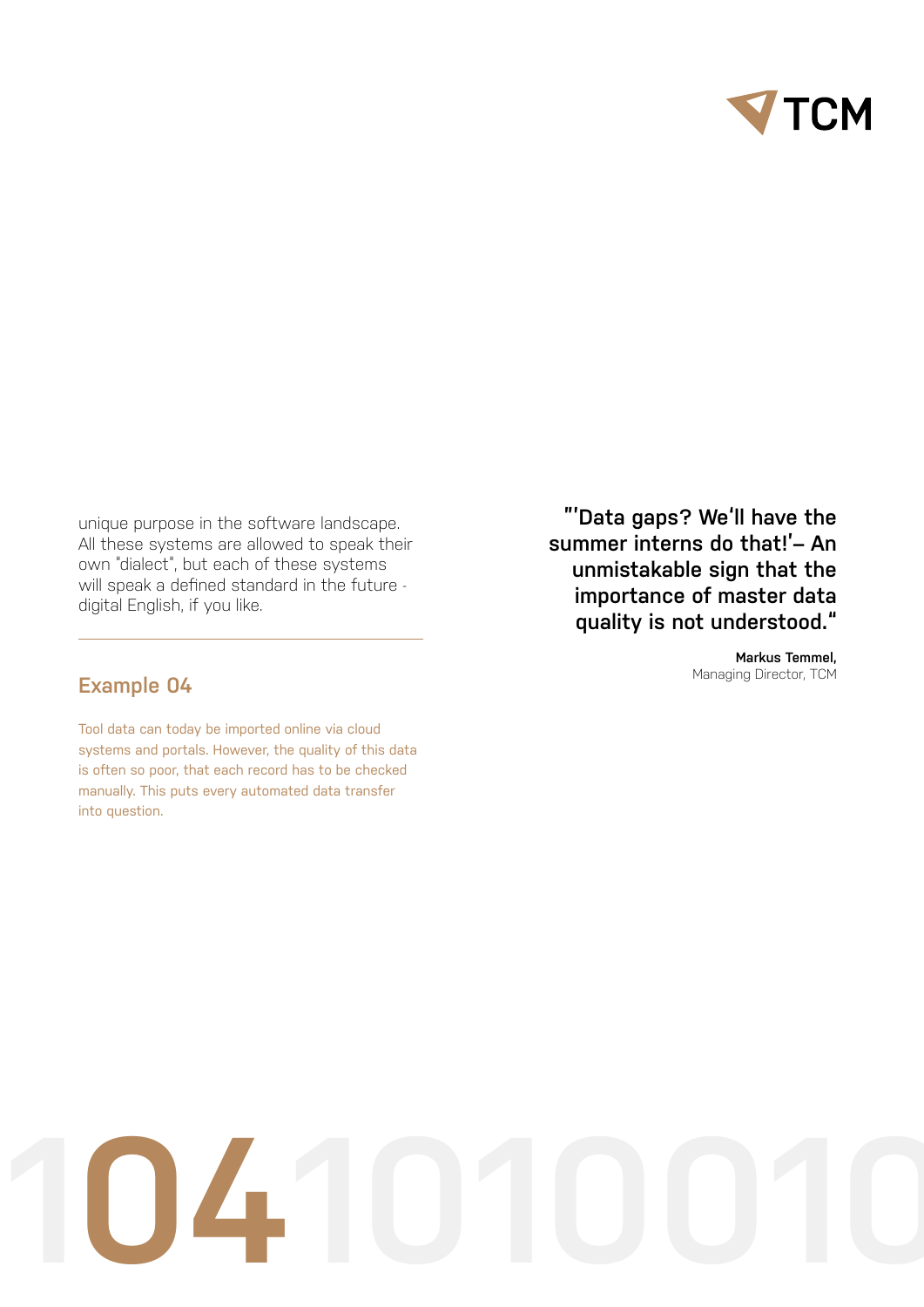unique purpose in the software landscape. All these systems are allowed to speak their own "dialect", but each of these systems will speak a defined standard in the future - digital English, if you like.

## Example 04

Tool data can today be imported online via cloud systems and portals. However, the quality of this data is often so poor, that each record has to be checked manually. This puts every automated data transfer into question.

> **"'Data gaps? We'll have the summer interns do that!'– An unmistakable sign that the importance of master data quality is not understood."**
>
> **Markus Temmel,**
> Managing Director, TCM

04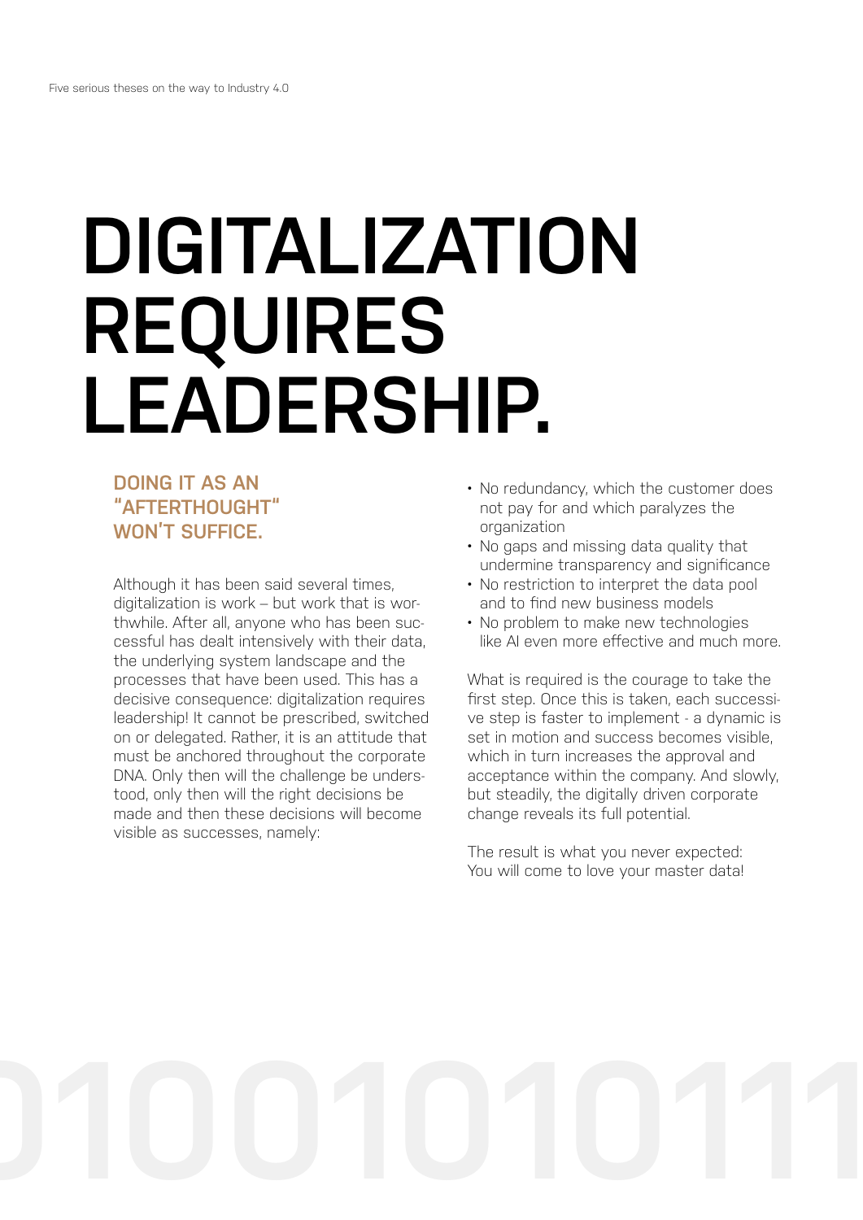# DIGITALIZATION REQUIRES LEADERSHIP.

## DOING IT AS AN "AFTERTHOUGHT" WON'T SUFFICE.

Although it has been said several times, digitalization is work – but work that is worthwhile. After all, anyone who has been successful has dealt intensively with their data, the underlying system landscape and the processes that have been used. This has a decisive consequence: digitalization requires leadership! It cannot be prescribed, switched on or delegated. Rather, it is an attitude that must be anchored throughout the corporate DNA. Only then will the challenge be understood, only then will the right decisions be made and then these decisions will become visible as successes, namely:

- No redundancy, which the customer does not pay for and which paralyzes the organization
- No gaps and missing data quality that undermine transparency and significance
- No restriction to interpret the data pool and to find new business models
- No problem to make new technologies like AI even more effective and much more.

What is required is the courage to take the first step. Once this is taken, each successive step is faster to implement - a dynamic is set in motion and success becomes visible, which in turn increases the approval and acceptance within the company. And slowly, but steadily, the digitally driven corporate change reveals its full potential.

The result is what you never expected: You will come to love your master data!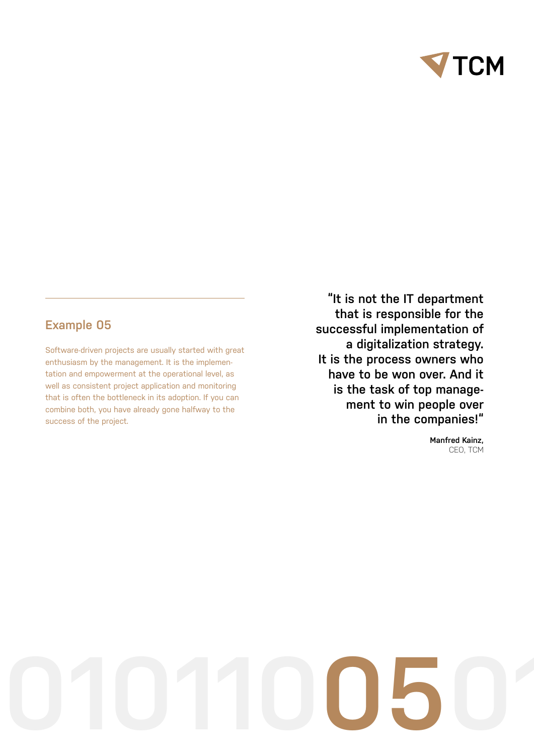## Example 05

Software-driven projects are usually started with great enthusiasm by the management. It is the implementation and empowerment at the operational level, as well as consistent project application and monitoring that is often the bottleneck in its adoption. If you can combine both, you have already gone halfway to the success of the project.

> **"It is not the IT department that is responsible for the successful implementation of a digitalization strategy. It is the process owners who have to be won over. And it is the task of top management to win people over in the companies!"**
>
> **Manfred Kainz,**
> CEO, TCM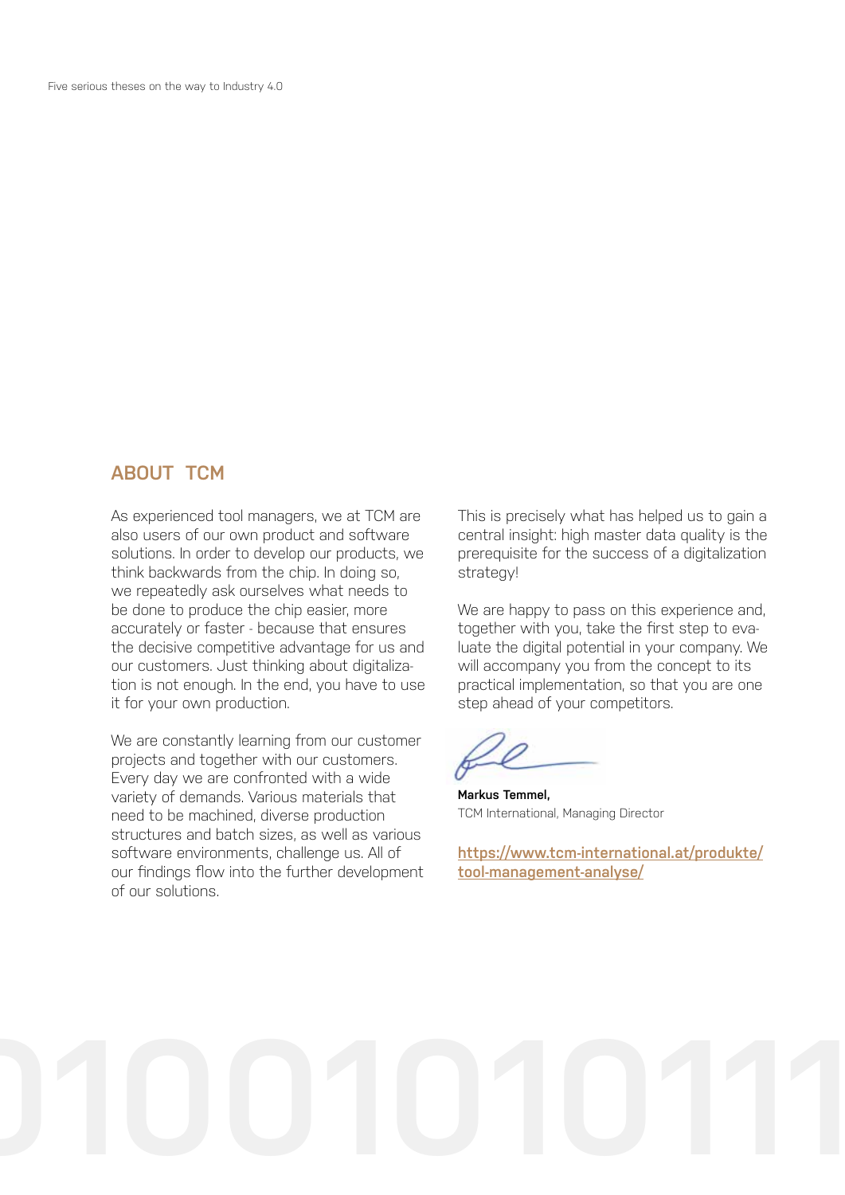## ABOUT TCM

As experienced tool managers, we at TCM are also users of our own product and software solutions. In order to develop our products, we think backwards from the chip. In doing so, we repeatedly ask ourselves what needs to be done to produce the chip easier, more accurately or faster - because that ensures the decisive competitive advantage for us and our customers. Just thinking about digitalization is not enough. In the end, you have to use it for your own production.

We are constantly learning from our customer projects and together with our customers. Every day we are confronted with a wide variety of demands. Various materials that need to be machined, diverse production structures and batch sizes, as well as various software environments, challenge us. All of our findings flow into the further development of our solutions.

This is precisely what has helped us to gain a central insight: high master data quality is the prerequisite for the success of a digitalization strategy!

We are happy to pass on this experience and, together with you, take the first step to evaluate the digital potential in your company. We will accompany you from the concept to its practical implementation, so that you are one step ahead of your competitors.

**Markus Temmel,**
TCM International, Managing Director

**https://www.tcm-international.at/produkte/tool-management-analyse/**

0100101011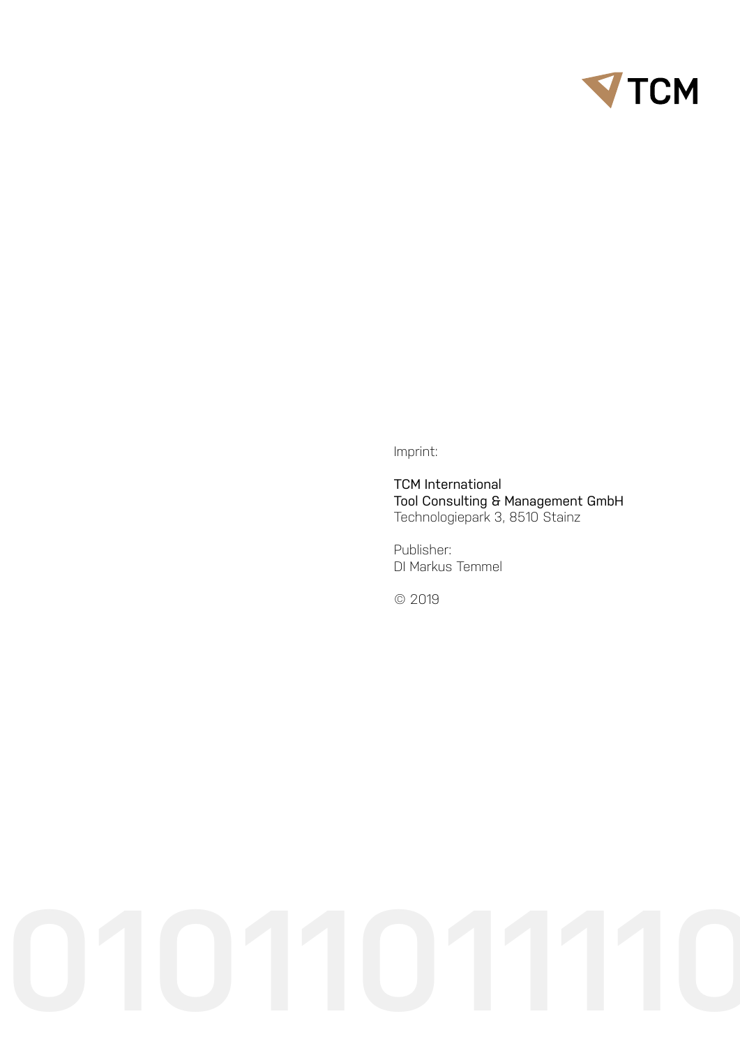Imprint:

TCM International
Tool Consulting & Management GmbH
Technologiepark 3, 8510 Stainz

Publisher:
DI Markus Temmel

© 2019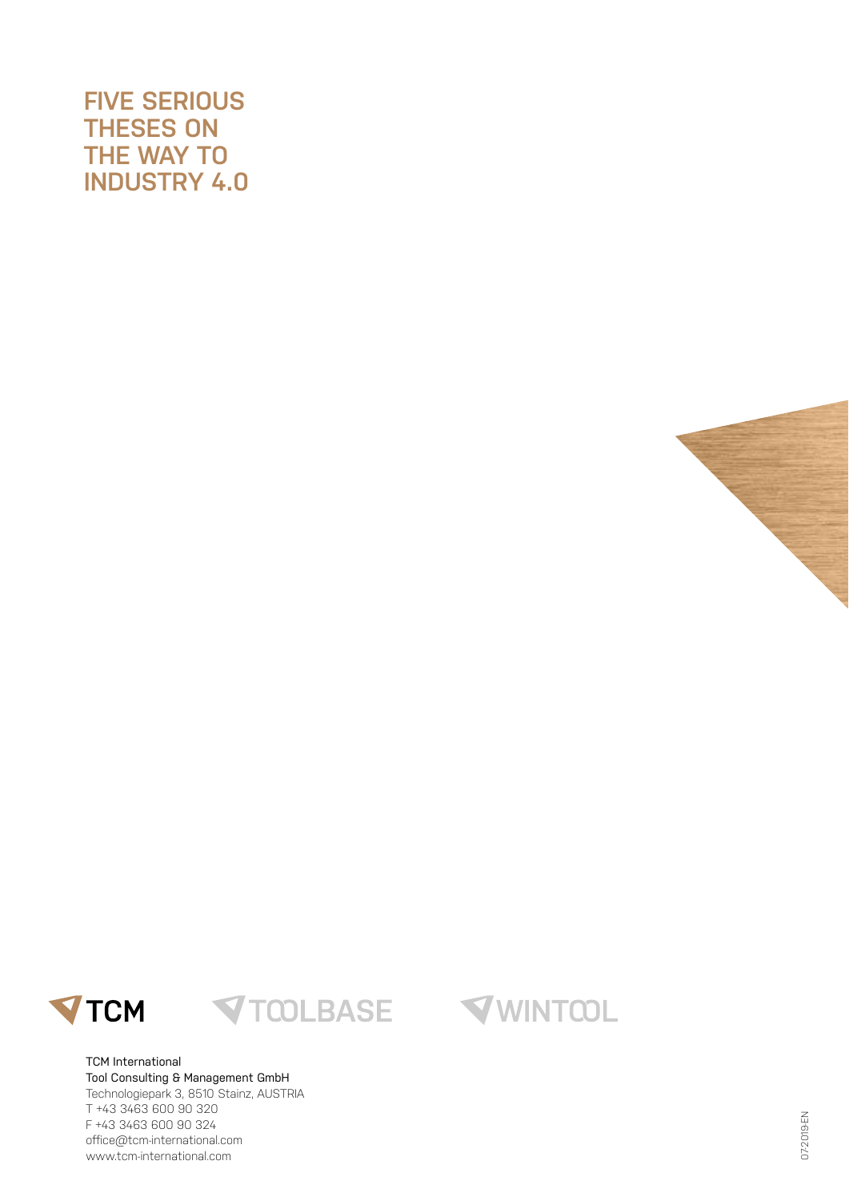# FIVE SERIOUS THESES ON THE WAY TO INDUSTRY 4.0

TCM

TOOLBASE

WINTOOL

TCM International
Tool Consulting & Management GmbH
Technologiepark 3, 8510 Stainz, AUSTRIA
T +43 3463 600 90 320
F +43 3463 600 90 324
office@tcm-international.com
www.tcm-international.com

072019-EN